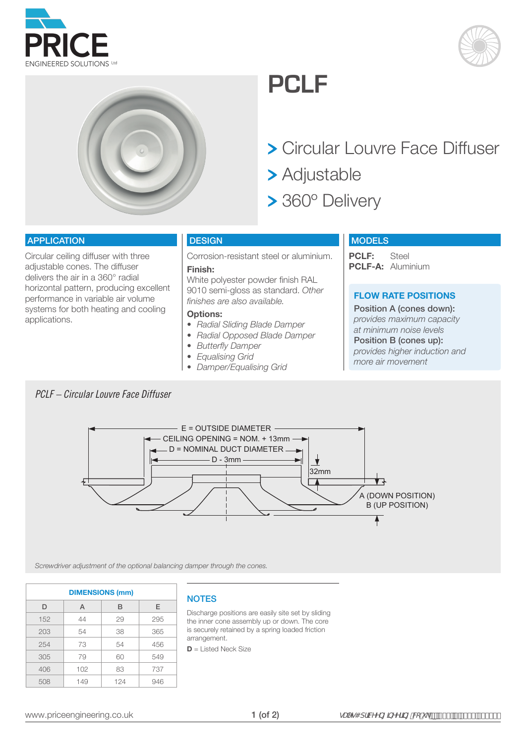# PCLF

> Circular Louvre Face Diffuser
> Adjustable
> 360° Delivery

## APPLICATION

Circular ceiling diffuser with three adjustable cones. The diffuser delivers the air in a 360° radial horizontal pattern, producing excellent performance in variable air volume systems for both heating and cooling applications.

## DESIGN

Corrosion-resistant steel or aluminium.

**Finish:**
White polyester powder finish RAL 9010 semi-gloss as standard. *Other finishes are also available.*

**Options:**

- *Radial Sliding Blade Damper*
- *Radial Opposed Blade Damper*
- *Butterfly Damper*
- *Equalising Grid*
- *Damper/Equalising Grid*

## MODELS

**PCLF:** Steel
**PCLF-A:** Aluminium

### FLOW RATE POSITIONS

**Position A (cones down):**
*provides maximum capacity at minimum noise levels*

**Position B (cones up):**
*provides higher induction and more air movement*

*PCLF – Circular Louvre Face Diffuser*

E = OUTSIDE DIAMETER
CEILING OPENING = NOM. + 13mm
D = NOMINAL DUCT DIAMETER
D - 3mm
32mm
A (DOWN POSITION)
B (UP POSITION)

*Screwdriver adjustment of the optional balancing damper through the cones.*

| DIMENSIONS (mm) | | | |
|---|---|---|---|
| D | A | B | E |
| 152 | 44 | 29 | 295 |
| 203 | 54 | 38 | 365 |
| 254 | 73 | 54 | 456 |
| 305 | 79 | 60 | 549 |
| 406 | 102 | 83 | 737 |
| 508 | 149 | 124 | 946 |

## NOTES

Discharge positions are easily site set by sliding the inner cone assembly up or down. The core is securely retained by a spring loaded friction arrangement.

**D** = Listed Neck Size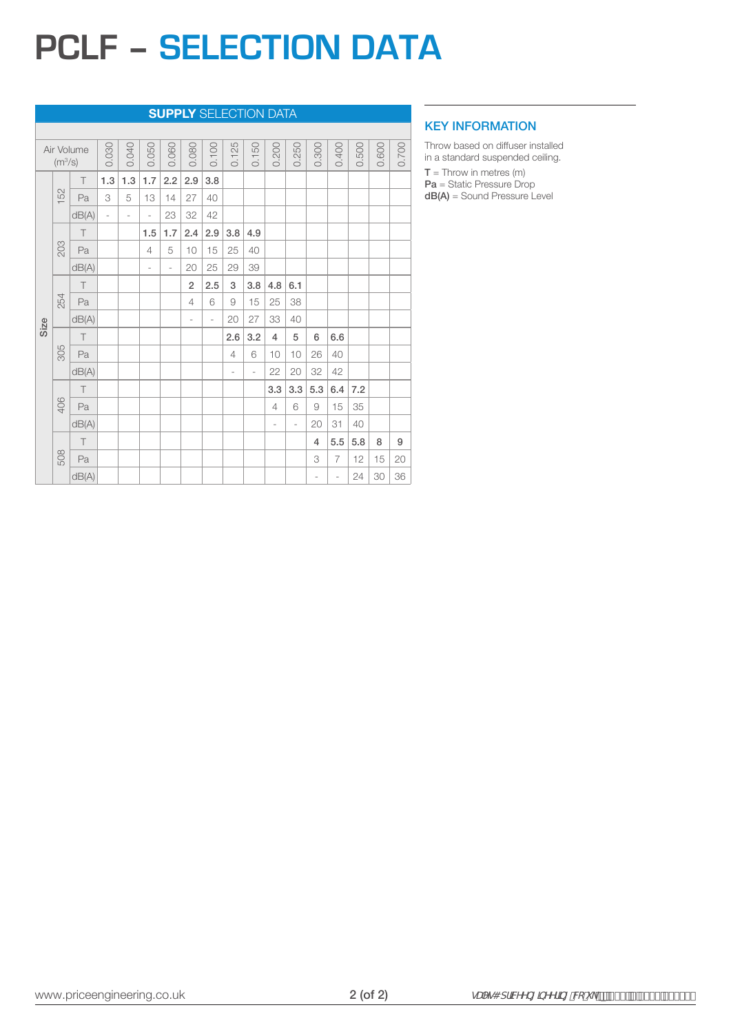# PCLF – SELECTION DATA

| **SUPPLY** SELECTION DATA | | | | | | | | | | | | | | | | |
|---|---|---|---|---|---|---|---|---|---|---|---|---|---|---|---|---|
| Air Volume ($m^3/s$) | | 0.030 | 0.040 | 0.050 | 0.060 | 0.080 | 0.100 | 0.125 | 0.150 | 0.200 | 0.250 | 0.300 | 0.400 | 0.500 | 0.600 | 0.700 |
| Size 152 | T | **1.3** | **1.3** | **1.7** | **2.2** | **2.9** | **3.8** | | | | | | | | | |
| | Pa | 3 | 5 | 13 | 14 | 27 | 40 | | | | | | | | | |
| | dB(A) | - | - | - | 23 | 32 | 42 | | | | | | | | | |
| Size 203 | T | | | **1.5** | **1.7** | **2.4** | **2.9** | **3.8** | **4.9** | | | | | | | |
| | Pa | | | 4 | 5 | 10 | 15 | 25 | 40 | | | | | | | |
| | dB(A) | | | - | - | 20 | 25 | 29 | 39 | | | | | | | |
| Size 254 | T | | | | | **2** | **2.5** | **3** | **3.8** | **4.8** | **6.1** | | | | | |
| | Pa | | | | | 4 | 6 | 9 | 15 | 25 | 38 | | | | | |
| | dB(A) | | | | | - | - | 20 | 27 | 33 | 40 | | | | | |
| Size 305 | T | | | | | | | **2.6** | **3.2** | **4** | **5** | **6** | **6.6** | | | |
| | Pa | | | | | | | 4 | 6 | 10 | 10 | 26 | 40 | | | |
| | dB(A) | | | | | | | - | - | 22 | 20 | 32 | 42 | | | |
| Size 406 | T | | | | | | | | | **3.3** | **3.3** | **5.3** | **6.4** | **7.2** | | |
| | Pa | | | | | | | | | 4 | 6 | 9 | 15 | 35 | | |
| | dB(A) | | | | | | | | | - | - | 20 | 31 | 40 | | |
| Size 508 | T | | | | | | | | | | | **4** | **5.5** | **5.8** | **8** | **9** |
| | Pa | | | | | | | | | | | 3 | 7 | 12 | 15 | 20 |
| | dB(A) | | | | | | | | | | | - | - | 24 | 30 | 36 |

## KEY INFORMATION

Throw based on diffuser installed in a standard suspended ceiling.

**T** = Throw in metres (m)
**Pa** = Static Pressure Drop
**dB(A)** = Sound Pressure Level